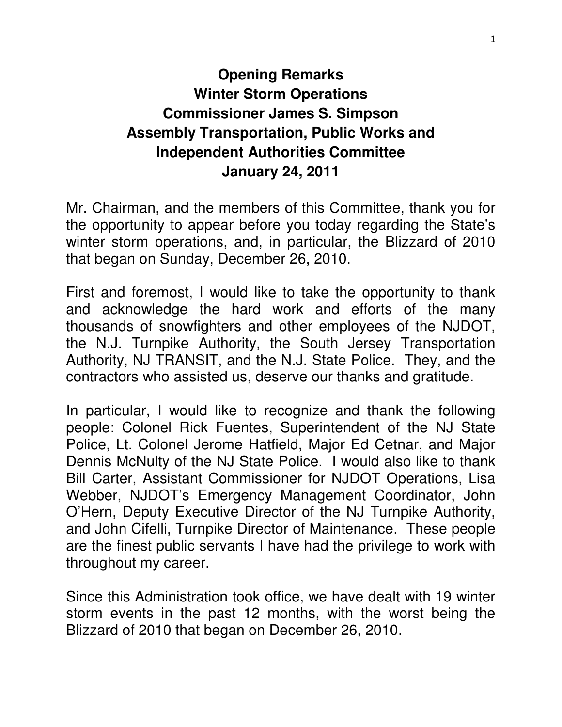# Opening Remarks
# Winter Storm Operations
# Commissioner James S. Simpson
# Assembly Transportation, Public Works and Independent Authorities Committee
# January 24, 2011

Mr. Chairman, and the members of this Committee, thank you for the opportunity to appear before you today regarding the State's winter storm operations, and, in particular, the Blizzard of 2010 that began on Sunday, December 26, 2010.

First and foremost, I would like to take the opportunity to thank and acknowledge the hard work and efforts of the many thousands of snowfighters and other employees of the NJDOT, the N.J. Turnpike Authority, the South Jersey Transportation Authority, NJ TRANSIT, and the N.J. State Police. They, and the contractors who assisted us, deserve our thanks and gratitude.

In particular, I would like to recognize and thank the following people: Colonel Rick Fuentes, Superintendent of the NJ State Police, Lt. Colonel Jerome Hatfield, Major Ed Cetnar, and Major Dennis McNulty of the NJ State Police. I would also like to thank Bill Carter, Assistant Commissioner for NJDOT Operations, Lisa Webber, NJDOT's Emergency Management Coordinator, John O'Hern, Deputy Executive Director of the NJ Turnpike Authority, and John Cifelli, Turnpike Director of Maintenance. These people are the finest public servants I have had the privilege to work with throughout my career.

Since this Administration took office, we have dealt with 19 winter storm events in the past 12 months, with the worst being the Blizzard of 2010 that began on December 26, 2010.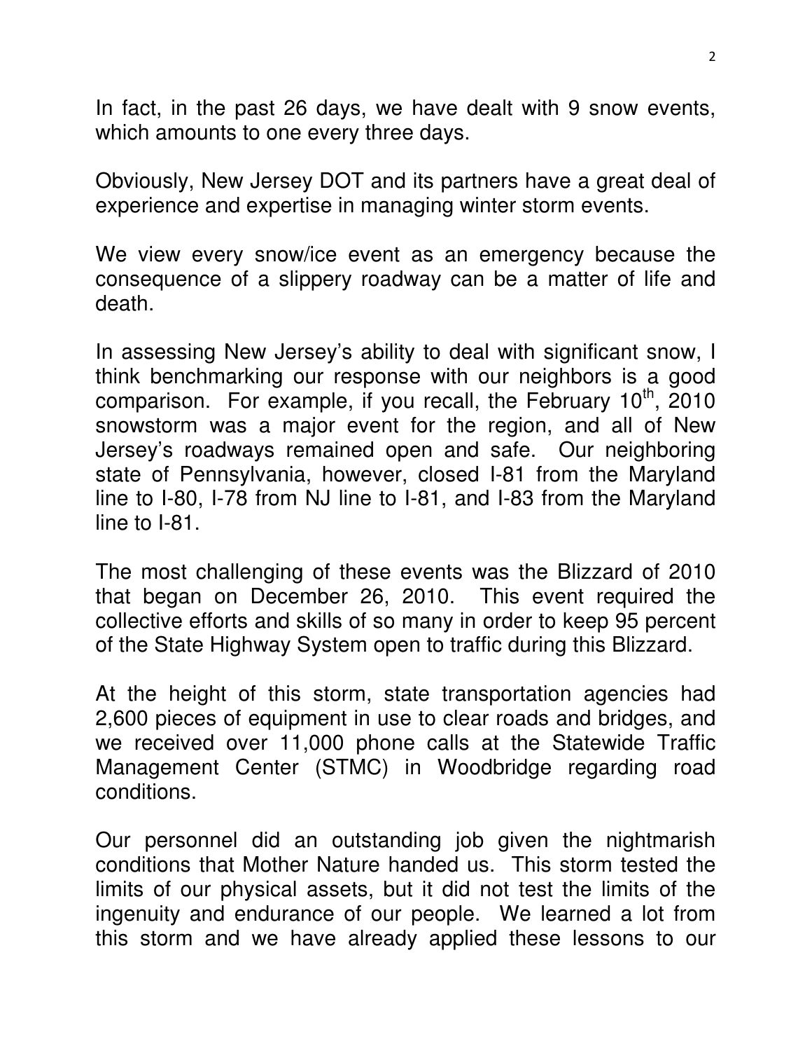In fact, in the past 26 days, we have dealt with 9 snow events, which amounts to one every three days.

Obviously, New Jersey DOT and its partners have a great deal of experience and expertise in managing winter storm events.

We view every snow/ice event as an emergency because the consequence of a slippery roadway can be a matter of life and death.

In assessing New Jersey's ability to deal with significant snow, I think benchmarking our response with our neighbors is a good comparison. For example, if you recall, the February 10th, 2010 snowstorm was a major event for the region, and all of New Jersey's roadways remained open and safe. Our neighboring state of Pennsylvania, however, closed I-81 from the Maryland line to I-80, I-78 from NJ line to I-81, and I-83 from the Maryland line to I-81.

The most challenging of these events was the Blizzard of 2010 that began on December 26, 2010. This event required the collective efforts and skills of so many in order to keep 95 percent of the State Highway System open to traffic during this Blizzard.

At the height of this storm, state transportation agencies had 2,600 pieces of equipment in use to clear roads and bridges, and we received over 11,000 phone calls at the Statewide Traffic Management Center (STMC) in Woodbridge regarding road conditions.

Our personnel did an outstanding job given the nightmarish conditions that Mother Nature handed us. This storm tested the limits of our physical assets, but it did not test the limits of the ingenuity and endurance of our people. We learned a lot from this storm and we have already applied these lessons to our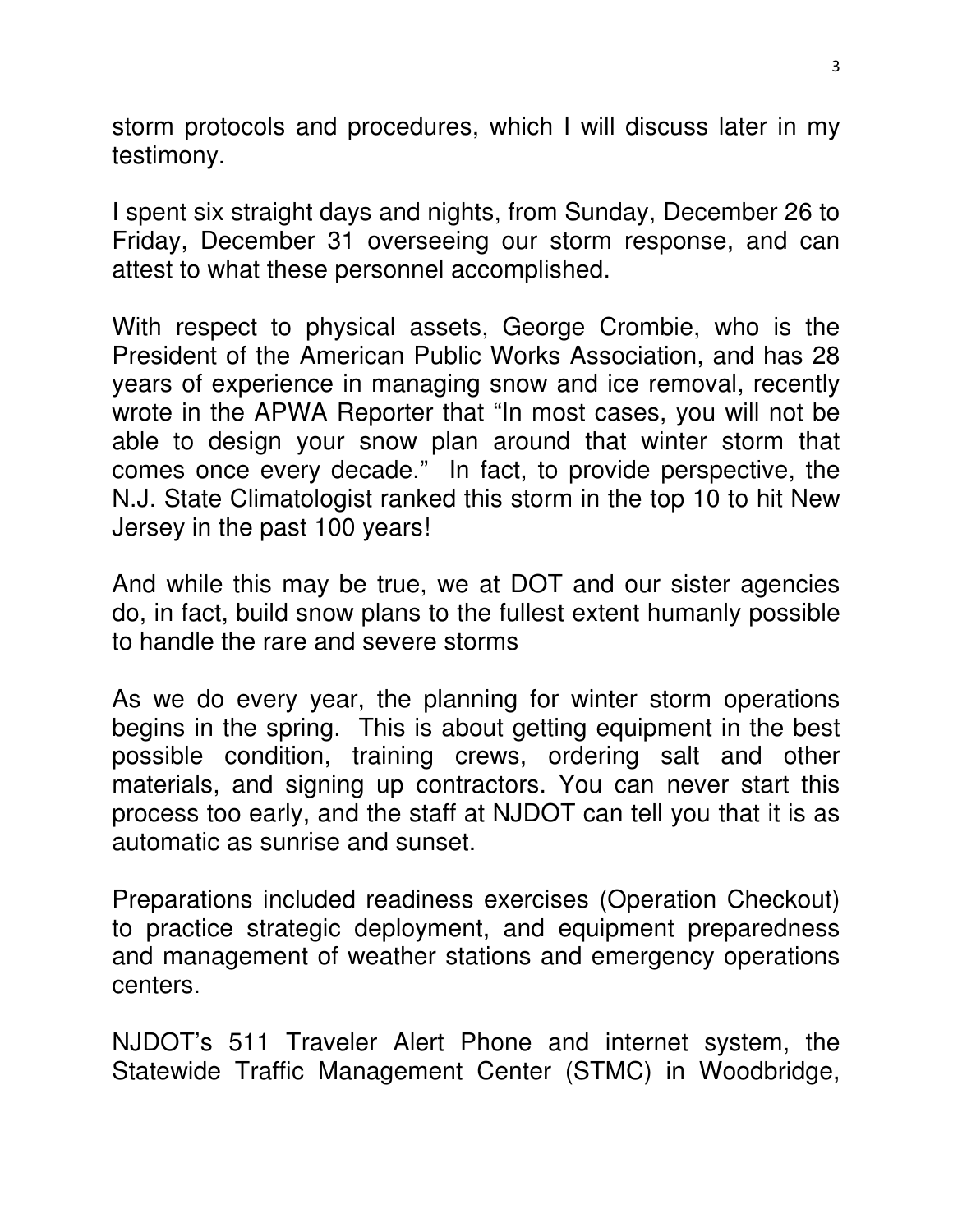storm protocols and procedures, which I will discuss later in my testimony.

I spent six straight days and nights, from Sunday, December 26 to Friday, December 31 overseeing our storm response, and can attest to what these personnel accomplished.

With respect to physical assets, George Crombie, who is the President of the American Public Works Association, and has 28 years of experience in managing snow and ice removal, recently wrote in the APWA Reporter that "In most cases, you will not be able to design your snow plan around that winter storm that comes once every decade." In fact, to provide perspective, the N.J. State Climatologist ranked this storm in the top 10 to hit New Jersey in the past 100 years!

And while this may be true, we at DOT and our sister agencies do, in fact, build snow plans to the fullest extent humanly possible to handle the rare and severe storms

As we do every year, the planning for winter storm operations begins in the spring. This is about getting equipment in the best possible condition, training crews, ordering salt and other materials, and signing up contractors. You can never start this process too early, and the staff at NJDOT can tell you that it is as automatic as sunrise and sunset.

Preparations included readiness exercises (Operation Checkout) to practice strategic deployment, and equipment preparedness and management of weather stations and emergency operations centers.

NJDOT's 511 Traveler Alert Phone and internet system, the Statewide Traffic Management Center (STMC) in Woodbridge,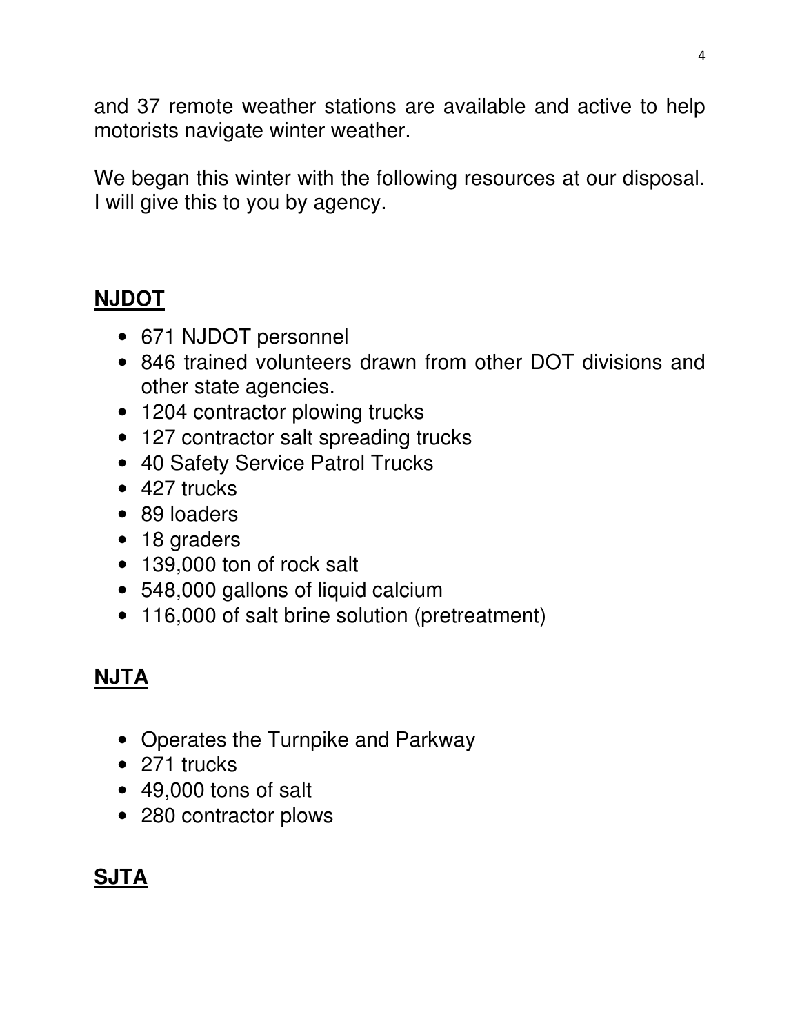and 37 remote weather stations are available and active to help motorists navigate winter weather.

We began this winter with the following resources at our disposal. I will give this to you by agency.

**NJDOT**

- 671 NJDOT personnel
- 846 trained volunteers drawn from other DOT divisions and other state agencies.
- 1204 contractor plowing trucks
- 127 contractor salt spreading trucks
- 40 Safety Service Patrol Trucks
- 427 trucks
- 89 loaders
- 18 graders
- 139,000 ton of rock salt
- 548,000 gallons of liquid calcium
- 116,000 of salt brine solution (pretreatment)

**NJTA**

- Operates the Turnpike and Parkway
- 271 trucks
- 49,000 tons of salt
- 280 contractor plows

**SJTA**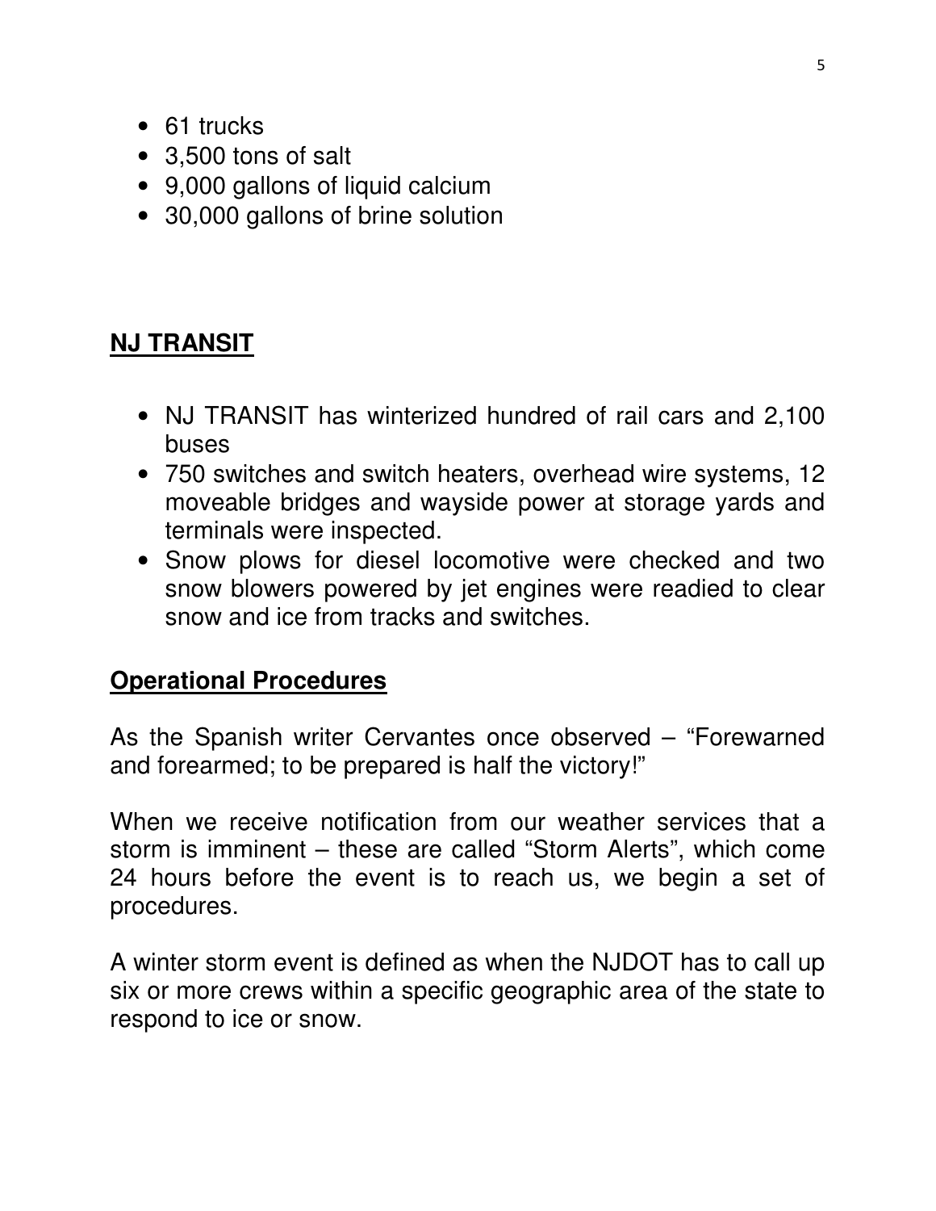- 61 trucks
- 3,500 tons of salt
- 9,000 gallons of liquid calcium
- 30,000 gallons of brine solution

## NJ TRANSIT

- NJ TRANSIT has winterized hundred of rail cars and 2,100 buses
- 750 switches and switch heaters, overhead wire systems, 12 moveable bridges and wayside power at storage yards and terminals were inspected.
- Snow plows for diesel locomotive were checked and two snow blowers powered by jet engines were readied to clear snow and ice from tracks and switches.

## Operational Procedures

As the Spanish writer Cervantes once observed – "Forewarned and forearmed; to be prepared is half the victory!"

When we receive notification from our weather services that a storm is imminent – these are called "Storm Alerts", which come 24 hours before the event is to reach us, we begin a set of procedures.

A winter storm event is defined as when the NJDOT has to call up six or more crews within a specific geographic area of the state to respond to ice or snow.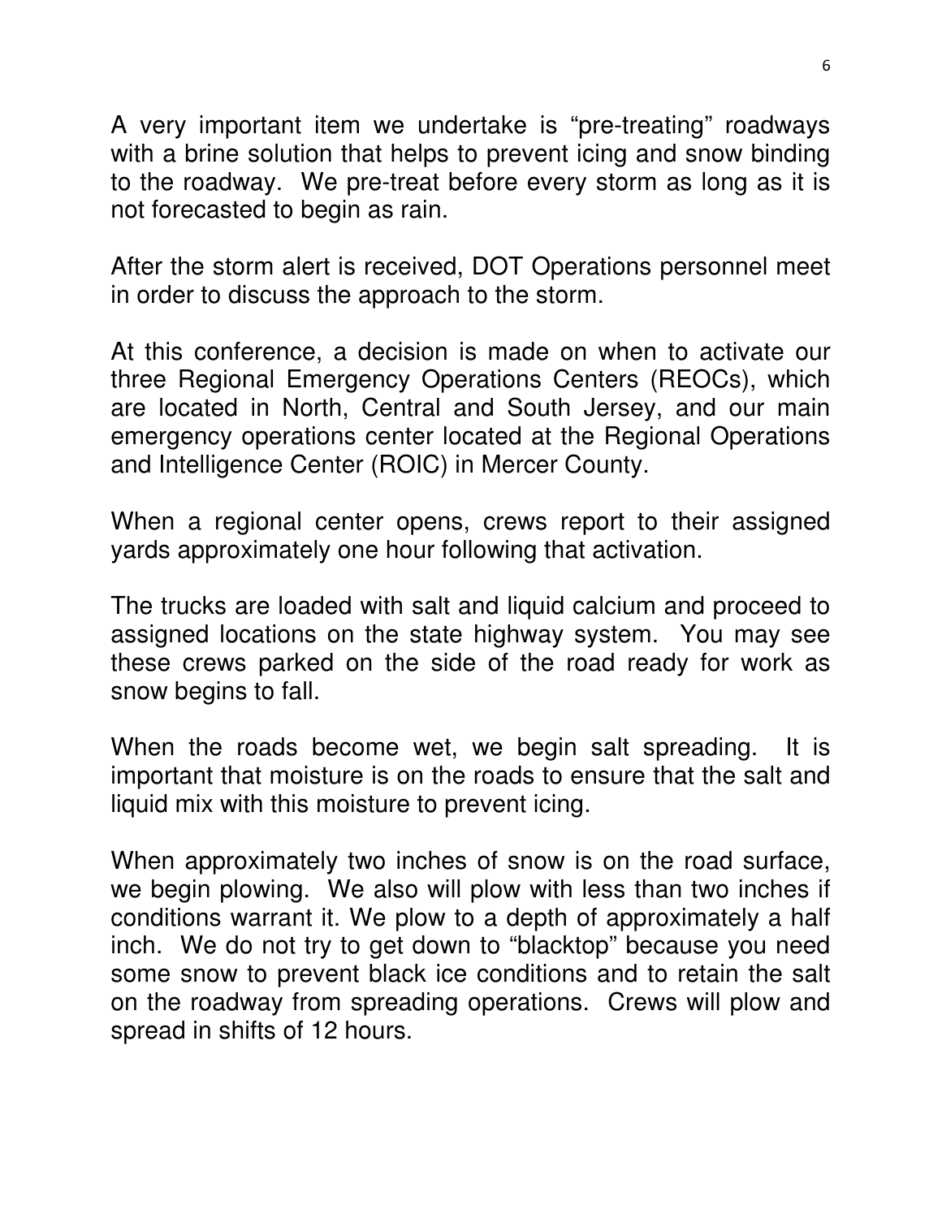A very important item we undertake is “pre-treating” roadways with a brine solution that helps to prevent icing and snow binding to the roadway. We pre-treat before every storm as long as it is not forecasted to begin as rain.

After the storm alert is received, DOT Operations personnel meet in order to discuss the approach to the storm.

At this conference, a decision is made on when to activate our three Regional Emergency Operations Centers (REOCs), which are located in North, Central and South Jersey, and our main emergency operations center located at the Regional Operations and Intelligence Center (ROIC) in Mercer County.

When a regional center opens, crews report to their assigned yards approximately one hour following that activation.

The trucks are loaded with salt and liquid calcium and proceed to assigned locations on the state highway system. You may see these crews parked on the side of the road ready for work as snow begins to fall.

When the roads become wet, we begin salt spreading. It is important that moisture is on the roads to ensure that the salt and liquid mix with this moisture to prevent icing.

When approximately two inches of snow is on the road surface, we begin plowing. We also will plow with less than two inches if conditions warrant it. We plow to a depth of approximately a half inch. We do not try to get down to “blacktop” because you need some snow to prevent black ice conditions and to retain the salt on the roadway from spreading operations. Crews will plow and spread in shifts of 12 hours.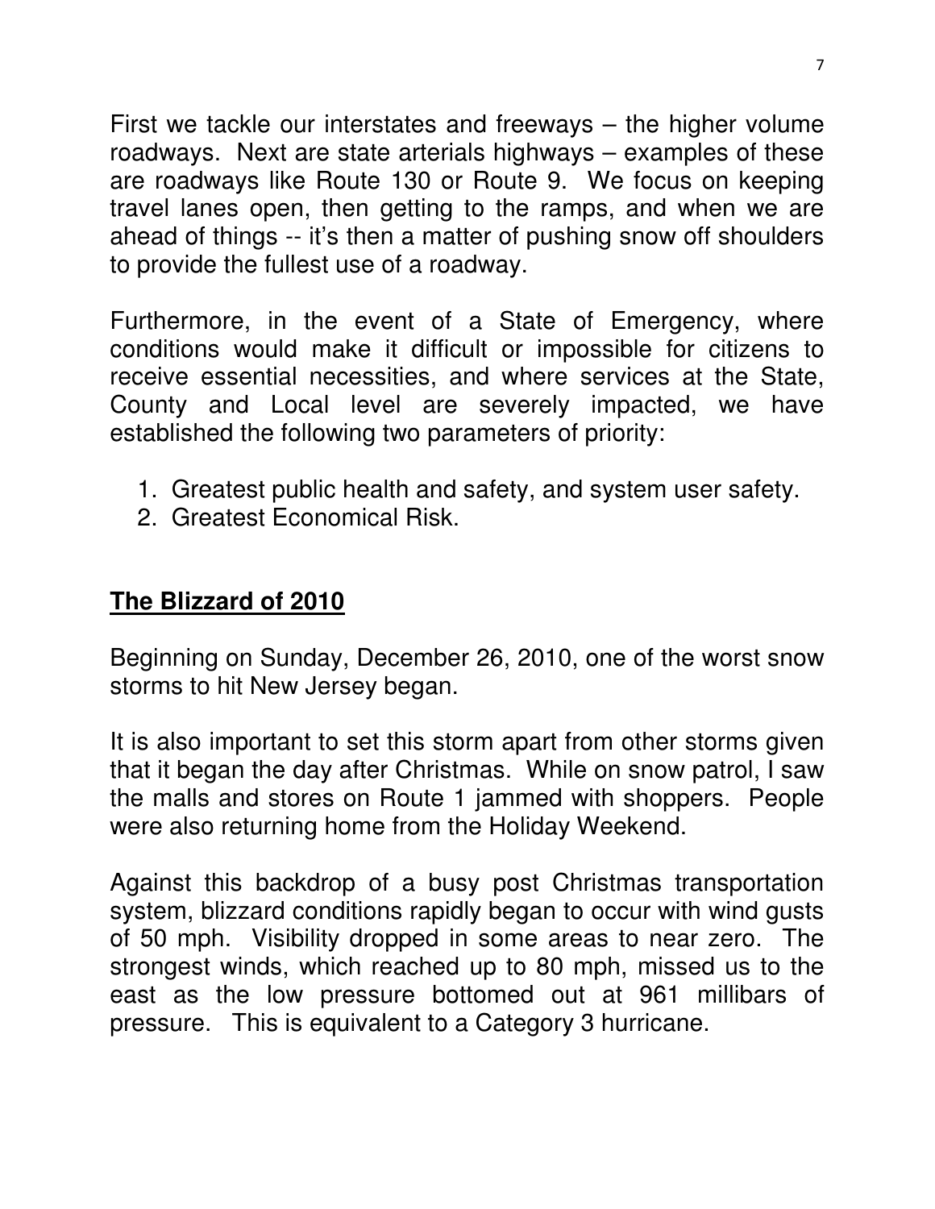First we tackle our interstates and freeways – the higher volume roadways. Next are state arterials highways – examples of these are roadways like Route 130 or Route 9. We focus on keeping travel lanes open, then getting to the ramps, and when we are ahead of things -- it's then a matter of pushing snow off shoulders to provide the fullest use of a roadway.

Furthermore, in the event of a State of Emergency, where conditions would make it difficult or impossible for citizens to receive essential necessities, and where services at the State, County and Local level are severely impacted, we have established the following two parameters of priority:

1. Greatest public health and safety, and system user safety.
2. Greatest Economical Risk.

## **The Blizzard of 2010**

Beginning on Sunday, December 26, 2010, one of the worst snow storms to hit New Jersey began.

It is also important to set this storm apart from other storms given that it began the day after Christmas. While on snow patrol, I saw the malls and stores on Route 1 jammed with shoppers. People were also returning home from the Holiday Weekend.

Against this backdrop of a busy post Christmas transportation system, blizzard conditions rapidly began to occur with wind gusts of 50 mph. Visibility dropped in some areas to near zero. The strongest winds, which reached up to 80 mph, missed us to the east as the low pressure bottomed out at 961 millibars of pressure. This is equivalent to a Category 3 hurricane.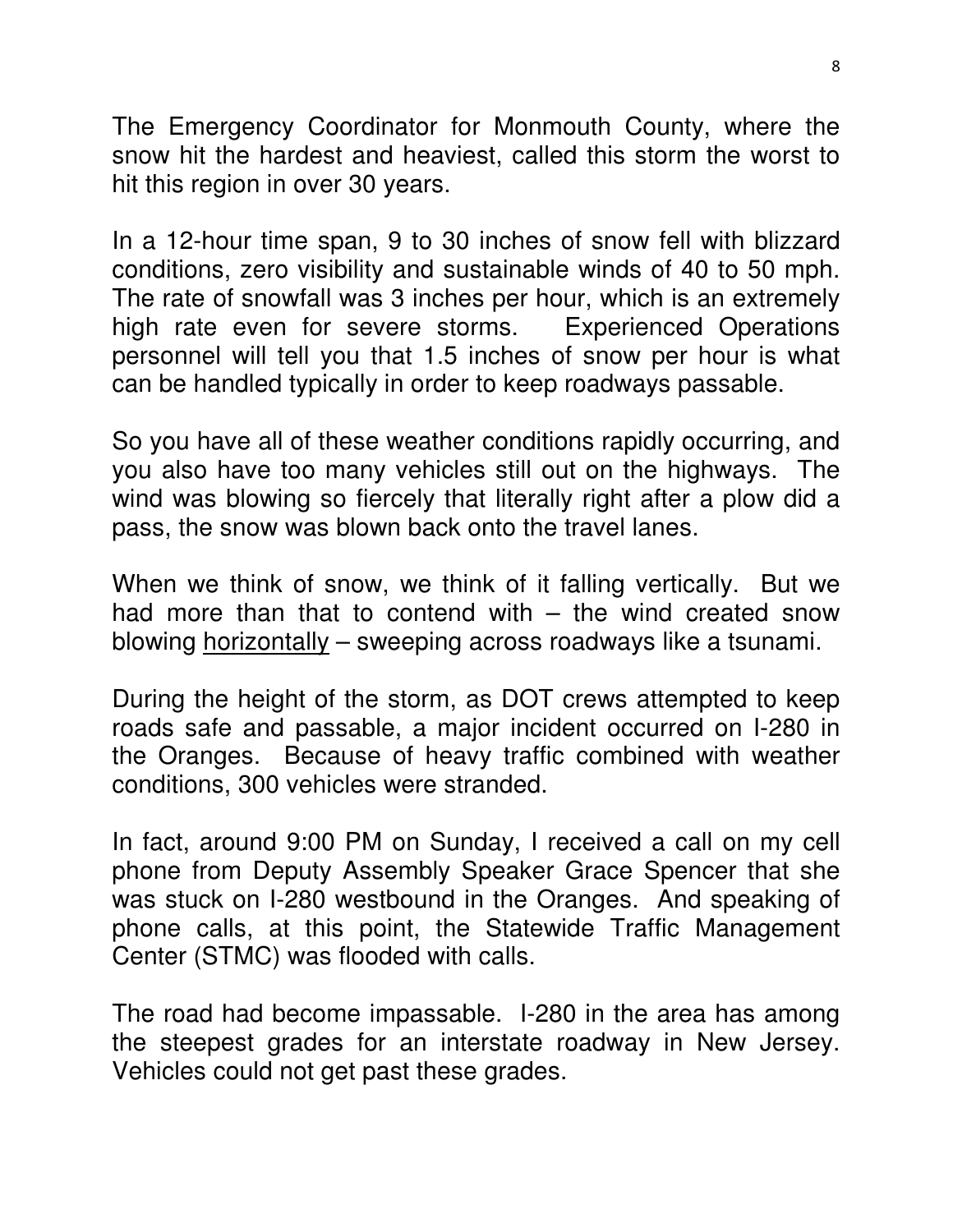The Emergency Coordinator for Monmouth County, where the snow hit the hardest and heaviest, called this storm the worst to hit this region in over 30 years.

In a 12-hour time span, 9 to 30 inches of snow fell with blizzard conditions, zero visibility and sustainable winds of 40 to 50 mph. The rate of snowfall was 3 inches per hour, which is an extremely high rate even for severe storms. Experienced Operations personnel will tell you that 1.5 inches of snow per hour is what can be handled typically in order to keep roadways passable.

So you have all of these weather conditions rapidly occurring, and you also have too many vehicles still out on the highways. The wind was blowing so fiercely that literally right after a plow did a pass, the snow was blown back onto the travel lanes.

When we think of snow, we think of it falling vertically. But we had more than that to contend with – the wind created snow blowing <u>horizontally</u> – sweeping across roadways like a tsunami.

During the height of the storm, as DOT crews attempted to keep roads safe and passable, a major incident occurred on I-280 in the Oranges. Because of heavy traffic combined with weather conditions, 300 vehicles were stranded.

In fact, around 9:00 PM on Sunday, I received a call on my cell phone from Deputy Assembly Speaker Grace Spencer that she was stuck on I-280 westbound in the Oranges. And speaking of phone calls, at this point, the Statewide Traffic Management Center (STMC) was flooded with calls.

The road had become impassable. I-280 in the area has among the steepest grades for an interstate roadway in New Jersey. Vehicles could not get past these grades.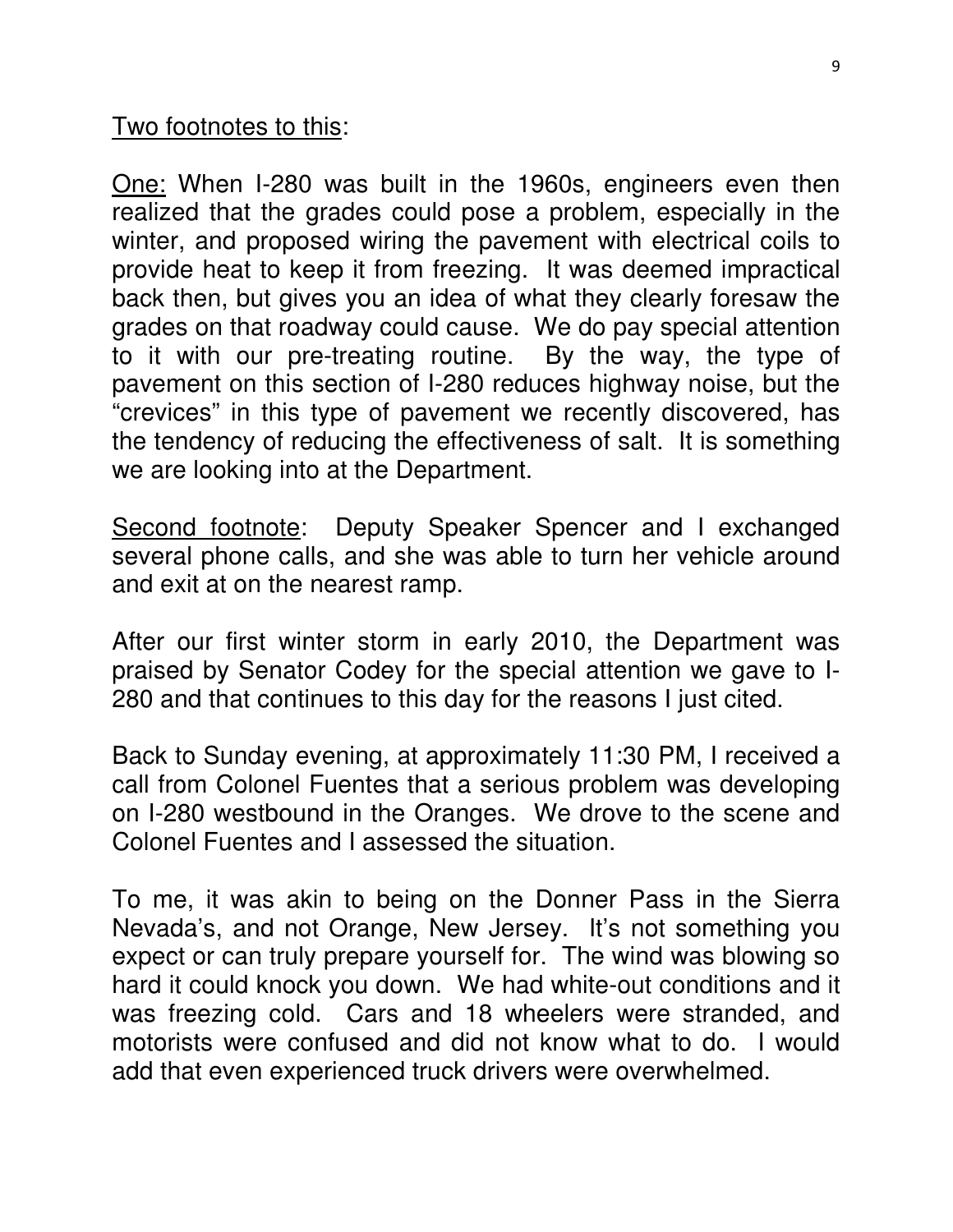<u>Two footnotes to this</u>:

<u>One:</u> When I-280 was built in the 1960s, engineers even then realized that the grades could pose a problem, especially in the winter, and proposed wiring the pavement with electrical coils to provide heat to keep it from freezing. It was deemed impractical back then, but gives you an idea of what they clearly foresaw the grades on that roadway could cause. We do pay special attention to it with our pre-treating routine. By the way, the type of pavement on this section of I-280 reduces highway noise, but the "crevices" in this type of pavement we recently discovered, has the tendency of reducing the effectiveness of salt. It is something we are looking into at the Department.

<u>Second footnote</u>: Deputy Speaker Spencer and I exchanged several phone calls, and she was able to turn her vehicle around and exit at on the nearest ramp.

After our first winter storm in early 2010, the Department was praised by Senator Codey for the special attention we gave to I-280 and that continues to this day for the reasons I just cited.

Back to Sunday evening, at approximately 11:30 PM, I received a call from Colonel Fuentes that a serious problem was developing on I-280 westbound in the Oranges. We drove to the scene and Colonel Fuentes and I assessed the situation.

To me, it was akin to being on the Donner Pass in the Sierra Nevada's, and not Orange, New Jersey. It's not something you expect or can truly prepare yourself for. The wind was blowing so hard it could knock you down. We had white-out conditions and it was freezing cold. Cars and 18 wheelers were stranded, and motorists were confused and did not know what to do. I would add that even experienced truck drivers were overwhelmed.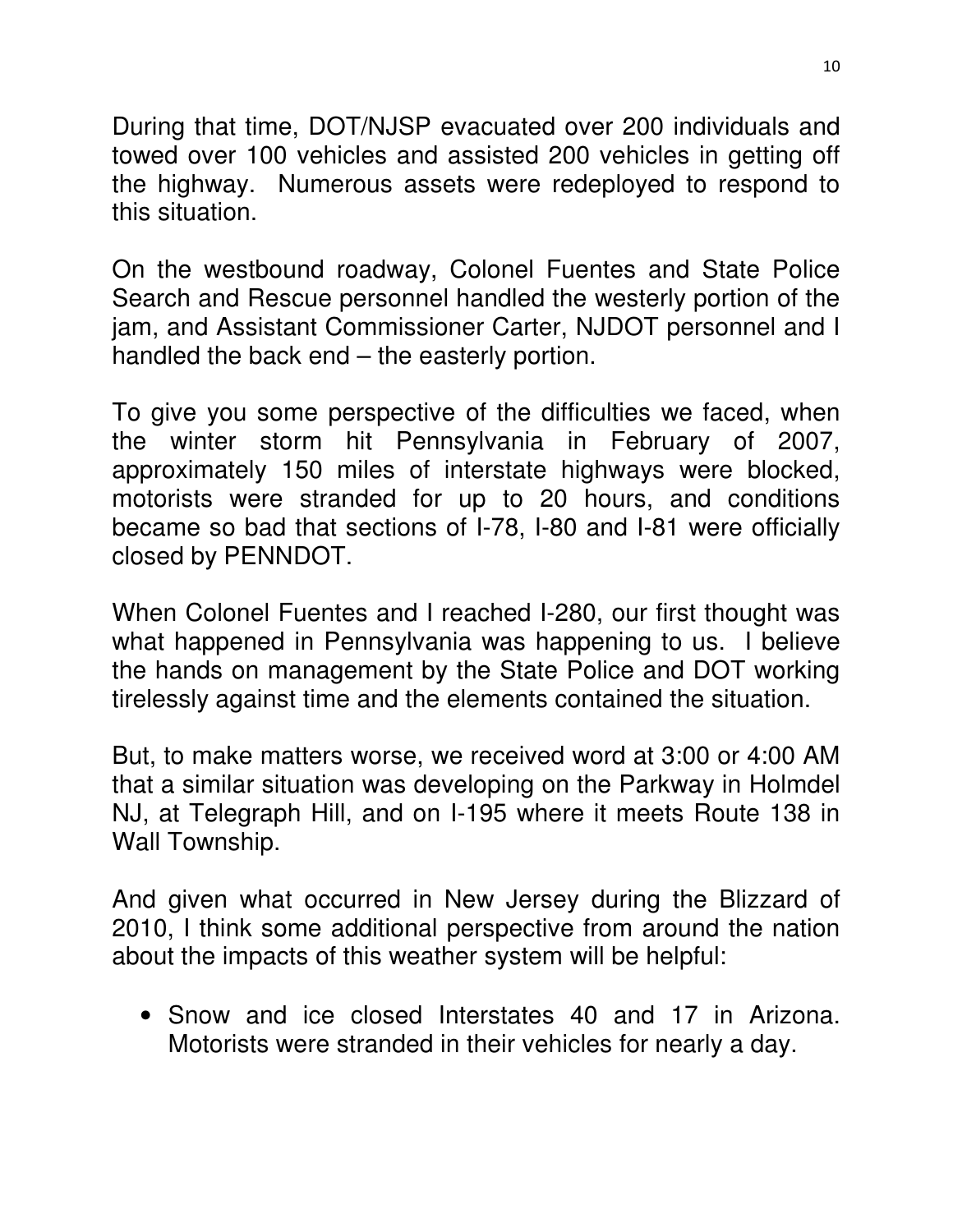During that time, DOT/NJSP evacuated over 200 individuals and towed over 100 vehicles and assisted 200 vehicles in getting off the highway. Numerous assets were redeployed to respond to this situation.

On the westbound roadway, Colonel Fuentes and State Police Search and Rescue personnel handled the westerly portion of the jam, and Assistant Commissioner Carter, NJDOT personnel and I handled the back end – the easterly portion.

To give you some perspective of the difficulties we faced, when the winter storm hit Pennsylvania in February of 2007, approximately 150 miles of interstate highways were blocked, motorists were stranded for up to 20 hours, and conditions became so bad that sections of I-78, I-80 and I-81 were officially closed by PENNDOT.

When Colonel Fuentes and I reached I-280, our first thought was what happened in Pennsylvania was happening to us. I believe the hands on management by the State Police and DOT working tirelessly against time and the elements contained the situation.

But, to make matters worse, we received word at 3:00 or 4:00 AM that a similar situation was developing on the Parkway in Holmdel NJ, at Telegraph Hill, and on I-195 where it meets Route 138 in Wall Township.

And given what occurred in New Jersey during the Blizzard of 2010, I think some additional perspective from around the nation about the impacts of this weather system will be helpful:

- Snow and ice closed Interstates 40 and 17 in Arizona. Motorists were stranded in their vehicles for nearly a day.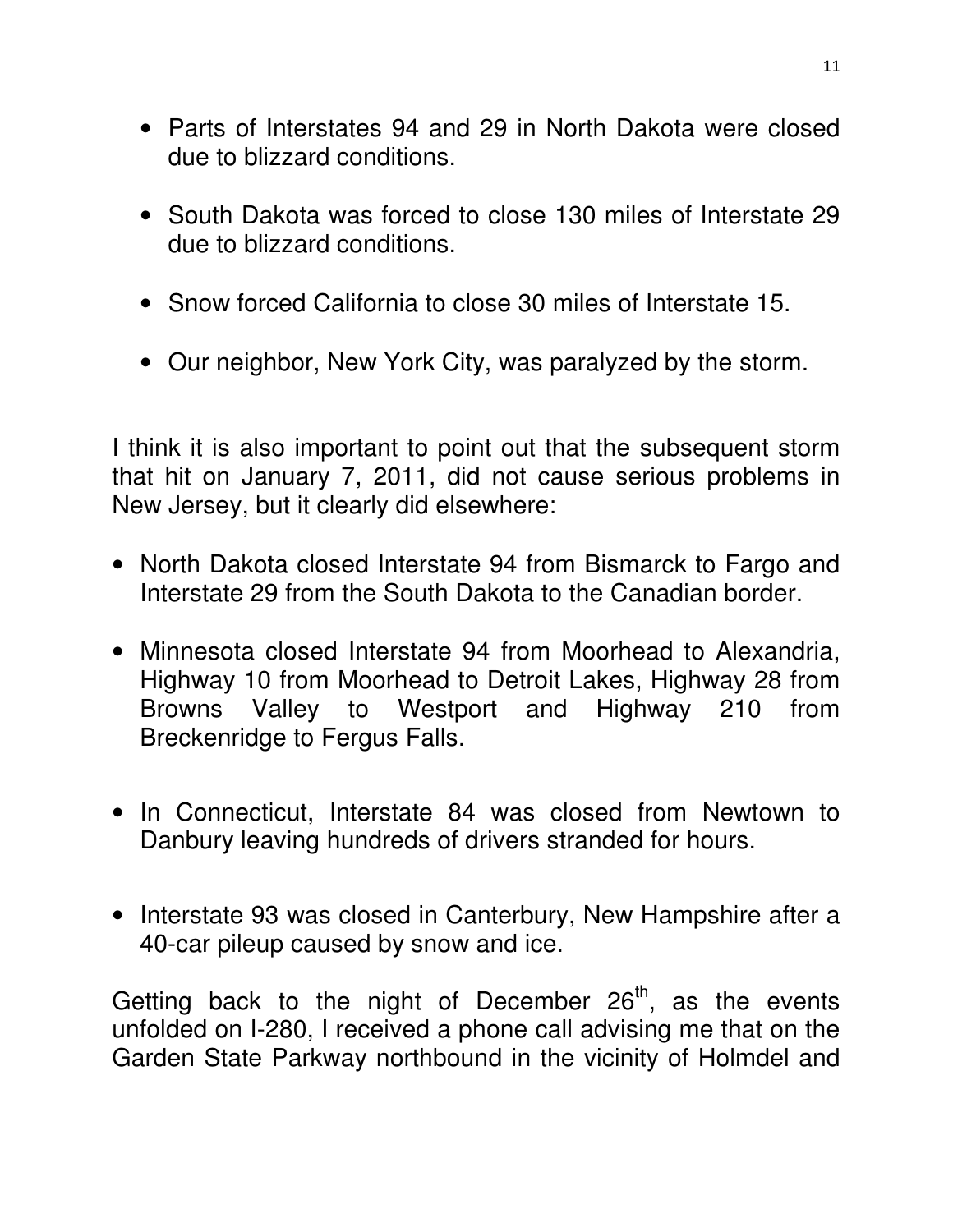- Parts of Interstates 94 and 29 in North Dakota were closed due to blizzard conditions.

- South Dakota was forced to close 130 miles of Interstate 29 due to blizzard conditions.

- Snow forced California to close 30 miles of Interstate 15.

- Our neighbor, New York City, was paralyzed by the storm.

I think it is also important to point out that the subsequent storm that hit on January 7, 2011, did not cause serious problems in New Jersey, but it clearly did elsewhere:

- North Dakota closed Interstate 94 from Bismarck to Fargo and Interstate 29 from the South Dakota to the Canadian border.

- Minnesota closed Interstate 94 from Moorhead to Alexandria, Highway 10 from Moorhead to Detroit Lakes, Highway 28 from Browns Valley to Westport and Highway 210 from Breckenridge to Fergus Falls.

- In Connecticut, Interstate 84 was closed from Newtown to Danbury leaving hundreds of drivers stranded for hours.

- Interstate 93 was closed in Canterbury, New Hampshire after a 40-car pileup caused by snow and ice.

Getting back to the night of December 26th, as the events unfolded on I-280, I received a phone call advising me that on the Garden State Parkway northbound in the vicinity of Holmdel and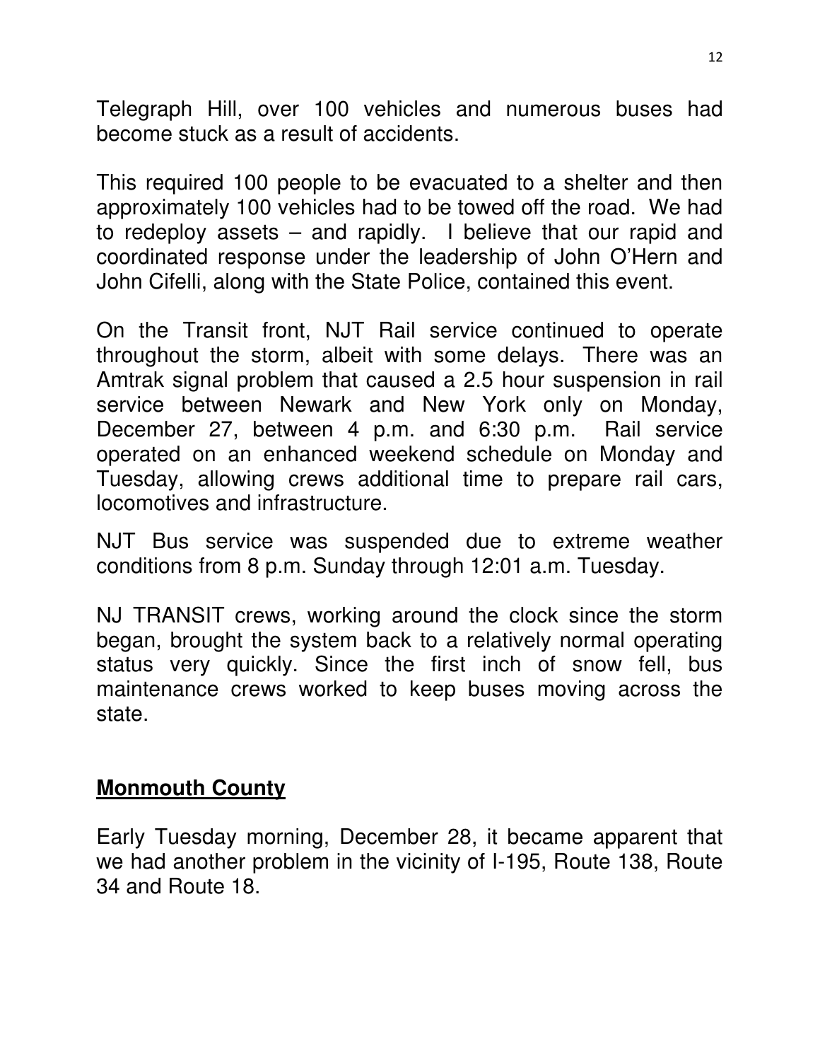Telegraph Hill, over 100 vehicles and numerous buses had become stuck as a result of accidents.

This required 100 people to be evacuated to a shelter and then approximately 100 vehicles had to be towed off the road. We had to redeploy assets – and rapidly. I believe that our rapid and coordinated response under the leadership of John O'Hern and John Cifelli, along with the State Police, contained this event.

On the Transit front, NJT Rail service continued to operate throughout the storm, albeit with some delays. There was an Amtrak signal problem that caused a 2.5 hour suspension in rail service between Newark and New York only on Monday, December 27, between 4 p.m. and 6:30 p.m. Rail service operated on an enhanced weekend schedule on Monday and Tuesday, allowing crews additional time to prepare rail cars, locomotives and infrastructure.

NJT Bus service was suspended due to extreme weather conditions from 8 p.m. Sunday through 12:01 a.m. Tuesday.

NJ TRANSIT crews, working around the clock since the storm began, brought the system back to a relatively normal operating status very quickly. Since the first inch of snow fell, bus maintenance crews worked to keep buses moving across the state.

## **Monmouth County**

Early Tuesday morning, December 28, it became apparent that we had another problem in the vicinity of I-195, Route 138, Route 34 and Route 18.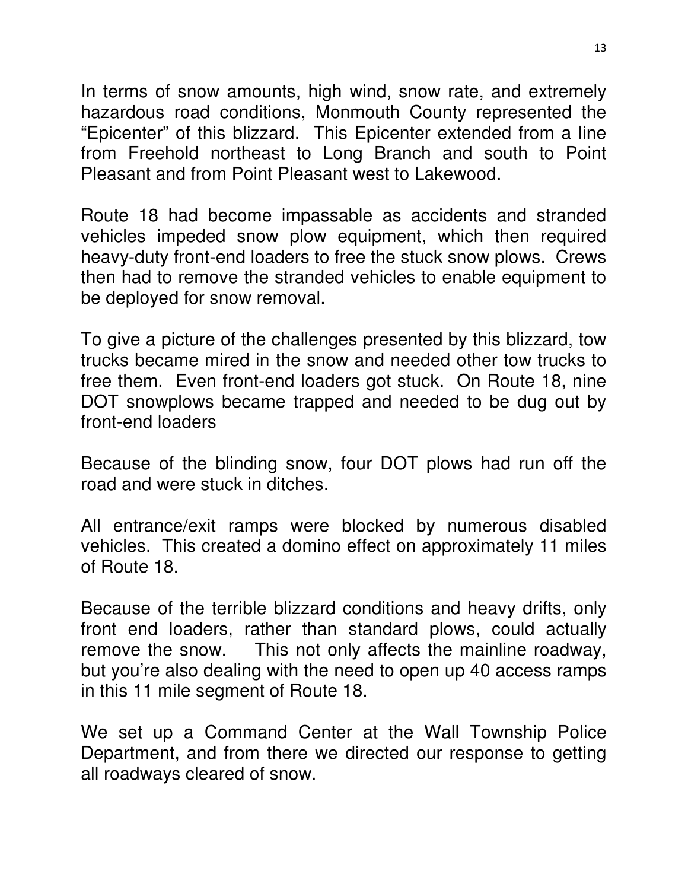In terms of snow amounts, high wind, snow rate, and extremely hazardous road conditions, Monmouth County represented the "Epicenter" of this blizzard. This Epicenter extended from a line from Freehold northeast to Long Branch and south to Point Pleasant and from Point Pleasant west to Lakewood.

Route 18 had become impassable as accidents and stranded vehicles impeded snow plow equipment, which then required heavy-duty front-end loaders to free the stuck snow plows. Crews then had to remove the stranded vehicles to enable equipment to be deployed for snow removal.

To give a picture of the challenges presented by this blizzard, tow trucks became mired in the snow and needed other tow trucks to free them. Even front-end loaders got stuck. On Route 18, nine DOT snowplows became trapped and needed to be dug out by front-end loaders

Because of the blinding snow, four DOT plows had run off the road and were stuck in ditches.

All entrance/exit ramps were blocked by numerous disabled vehicles. This created a domino effect on approximately 11 miles of Route 18.

Because of the terrible blizzard conditions and heavy drifts, only front end loaders, rather than standard plows, could actually remove the snow. This not only affects the mainline roadway, but you're also dealing with the need to open up 40 access ramps in this 11 mile segment of Route 18.

We set up a Command Center at the Wall Township Police Department, and from there we directed our response to getting all roadways cleared of snow.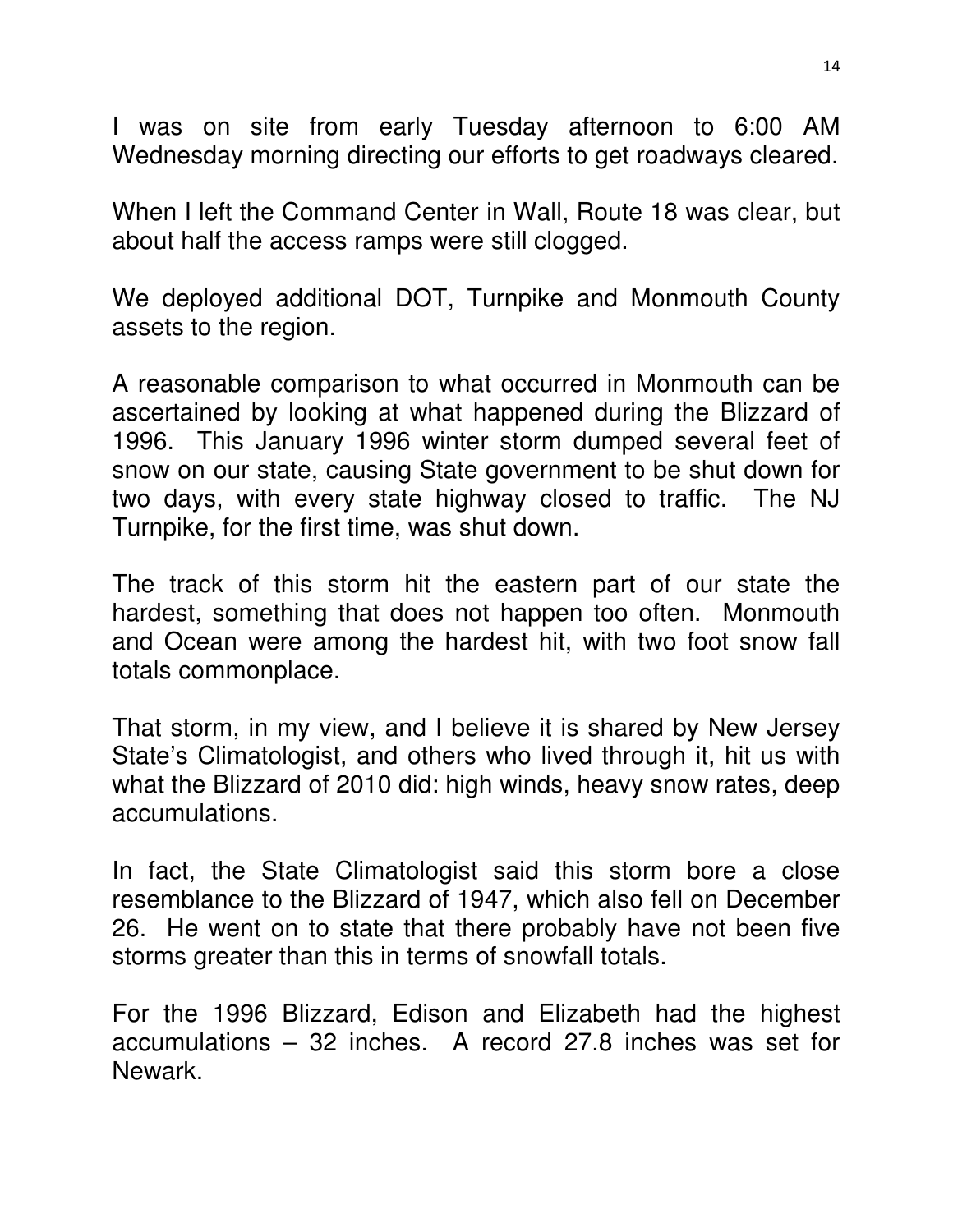I was on site from early Tuesday afternoon to 6:00 AM Wednesday morning directing our efforts to get roadways cleared.

When I left the Command Center in Wall, Route 18 was clear, but about half the access ramps were still clogged.

We deployed additional DOT, Turnpike and Monmouth County assets to the region.

A reasonable comparison to what occurred in Monmouth can be ascertained by looking at what happened during the Blizzard of 1996. This January 1996 winter storm dumped several feet of snow on our state, causing State government to be shut down for two days, with every state highway closed to traffic. The NJ Turnpike, for the first time, was shut down.

The track of this storm hit the eastern part of our state the hardest, something that does not happen too often. Monmouth and Ocean were among the hardest hit, with two foot snow fall totals commonplace.

That storm, in my view, and I believe it is shared by New Jersey State's Climatologist, and others who lived through it, hit us with what the Blizzard of 2010 did: high winds, heavy snow rates, deep accumulations.

In fact, the State Climatologist said this storm bore a close resemblance to the Blizzard of 1947, which also fell on December 26. He went on to state that there probably have not been five storms greater than this in terms of snowfall totals.

For the 1996 Blizzard, Edison and Elizabeth had the highest accumulations – 32 inches. A record 27.8 inches was set for Newark.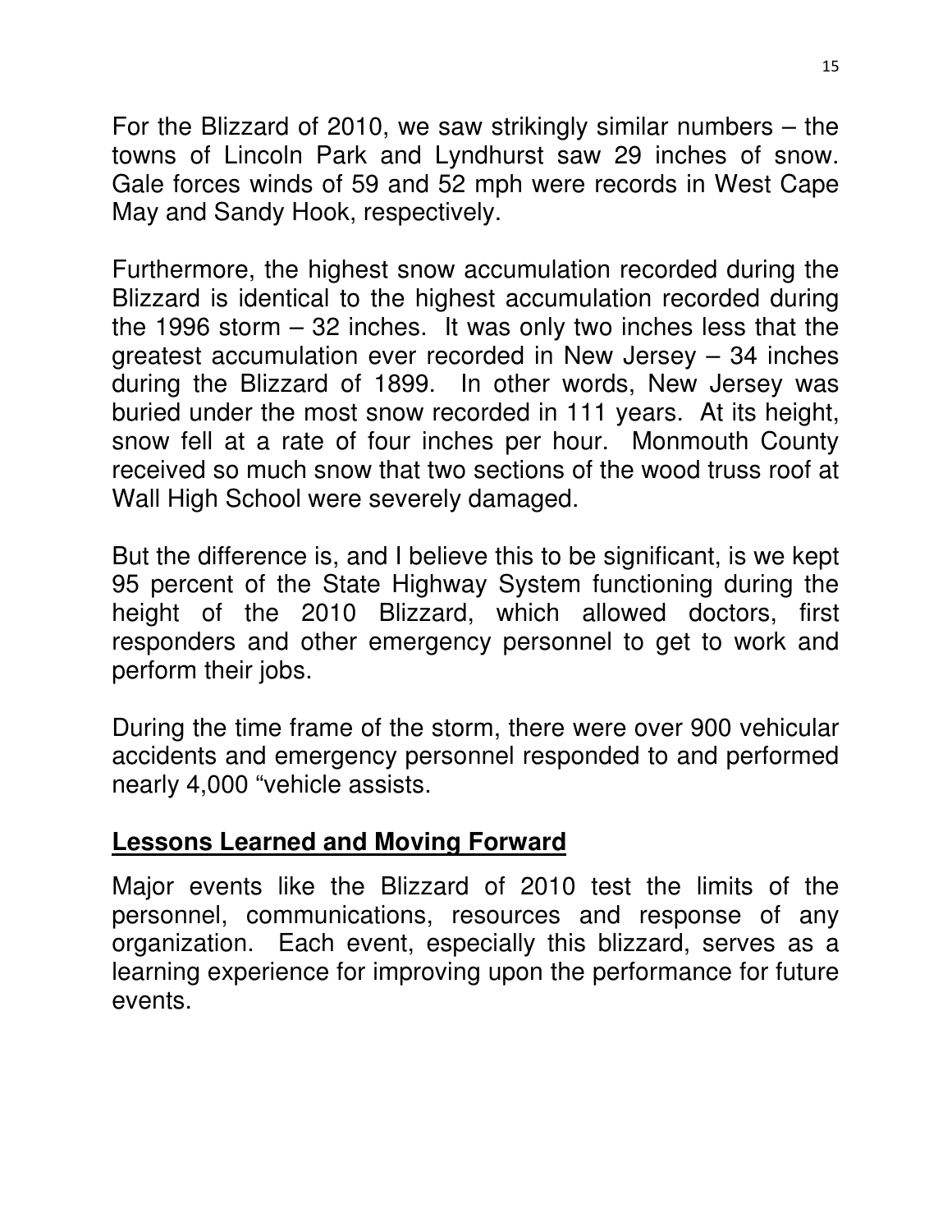For the Blizzard of 2010, we saw strikingly similar numbers – the towns of Lincoln Park and Lyndhurst saw 29 inches of snow. Gale forces winds of 59 and 52 mph were records in West Cape May and Sandy Hook, respectively.

Furthermore, the highest snow accumulation recorded during the Blizzard is identical to the highest accumulation recorded during the 1996 storm – 32 inches. It was only two inches less that the greatest accumulation ever recorded in New Jersey – 34 inches during the Blizzard of 1899. In other words, New Jersey was buried under the most snow recorded in 111 years. At its height, snow fell at a rate of four inches per hour. Monmouth County received so much snow that two sections of the wood truss roof at Wall High School were severely damaged.

But the difference is, and I believe this to be significant, is we kept 95 percent of the State Highway System functioning during the height of the 2010 Blizzard, which allowed doctors, first responders and other emergency personnel to get to work and perform their jobs.

During the time frame of the storm, there were over 900 vehicular accidents and emergency personnel responded to and performed nearly 4,000 "vehicle assists.

## **Lessons Learned and Moving Forward**

Major events like the Blizzard of 2010 test the limits of the personnel, communications, resources and response of any organization. Each event, especially this blizzard, serves as a learning experience for improving upon the performance for future events.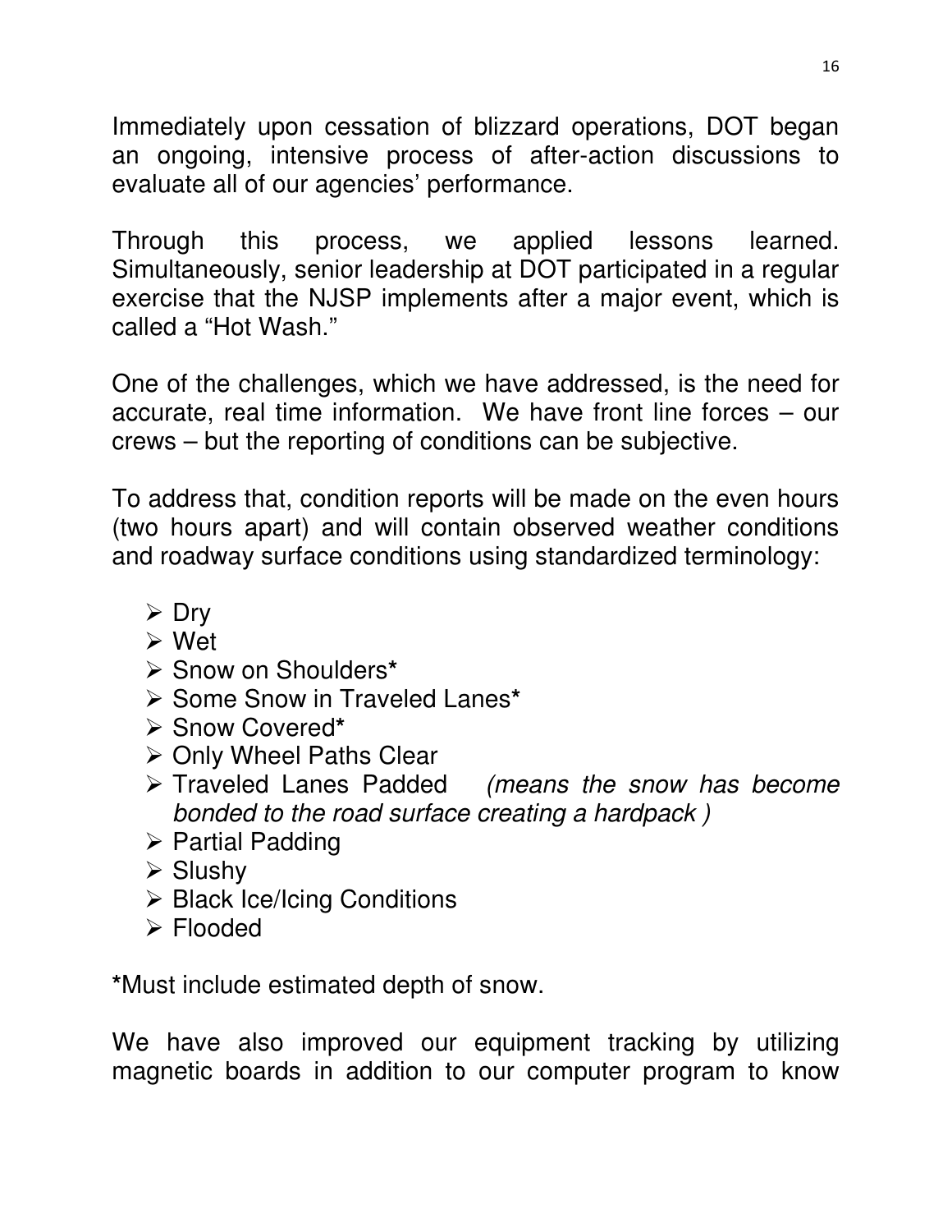Immediately upon cessation of blizzard operations, DOT began an ongoing, intensive process of after-action discussions to evaluate all of our agencies' performance.

Through this process, we applied lessons learned. Simultaneously, senior leadership at DOT participated in a regular exercise that the NJSP implements after a major event, which is called a "Hot Wash."

One of the challenges, which we have addressed, is the need for accurate, real time information. We have front line forces – our crews – but the reporting of conditions can be subjective.

To address that, condition reports will be made on the even hours (two hours apart) and will contain observed weather conditions and roadway surface conditions using standardized terminology:

- Dry
- Wet
- Snow on Shoulders**\***
- Some Snow in Traveled Lanes**\***
- Snow Covered**\***
- Only Wheel Paths Clear
- Traveled Lanes Padded *(means the snow has become bonded to the road surface creating a hardpack )*
- Partial Padding
- Slushy
- Black Ice/Icing Conditions
- Flooded

**\***Must include estimated depth of snow.

We have also improved our equipment tracking by utilizing magnetic boards in addition to our computer program to know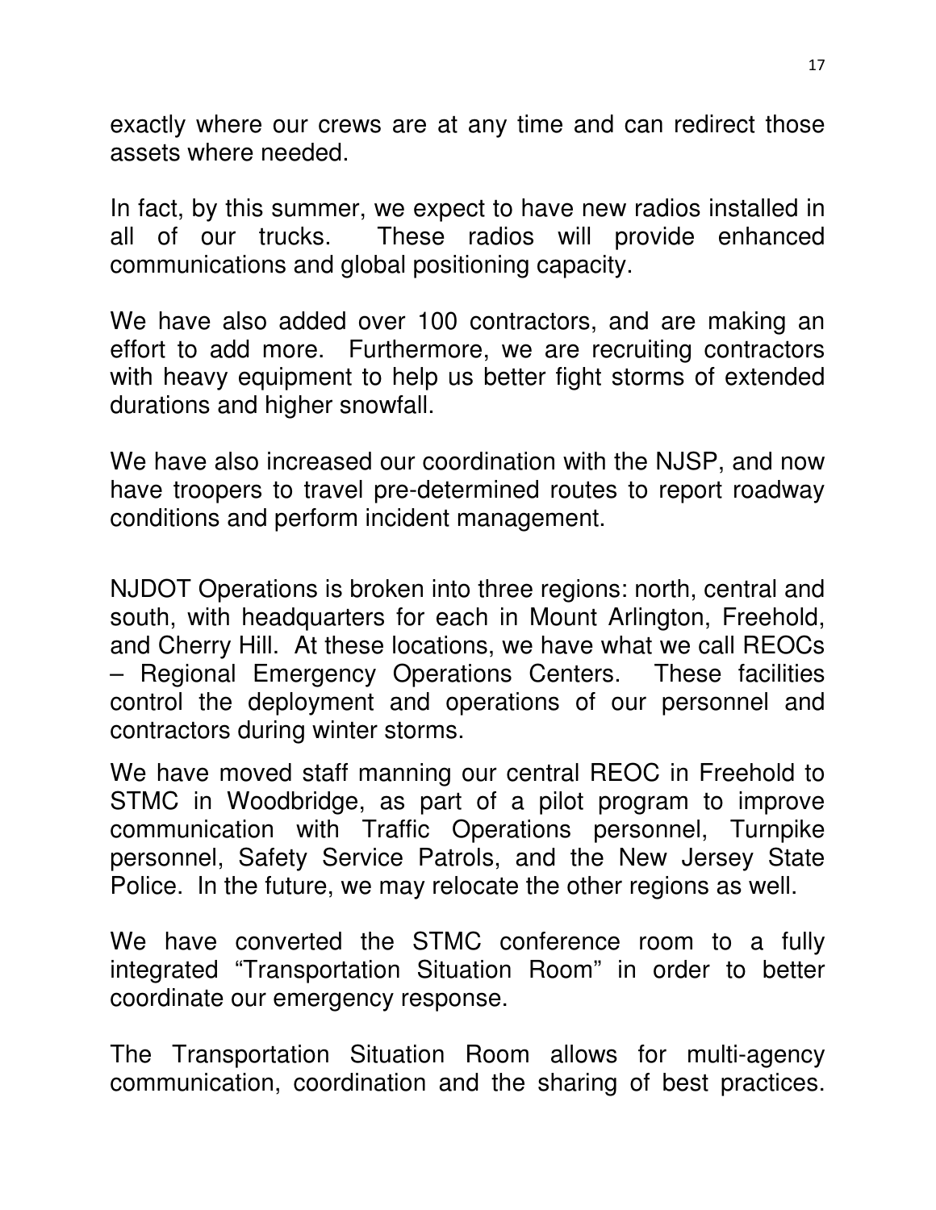exactly where our crews are at any time and can redirect those assets where needed.

In fact, by this summer, we expect to have new radios installed in all of our trucks. These radios will provide enhanced communications and global positioning capacity.

We have also added over 100 contractors, and are making an effort to add more. Furthermore, we are recruiting contractors with heavy equipment to help us better fight storms of extended durations and higher snowfall.

We have also increased our coordination with the NJSP, and now have troopers to travel pre-determined routes to report roadway conditions and perform incident management.

NJDOT Operations is broken into three regions: north, central and south, with headquarters for each in Mount Arlington, Freehold, and Cherry Hill. At these locations, we have what we call REOCs – Regional Emergency Operations Centers. These facilities control the deployment and operations of our personnel and contractors during winter storms.

We have moved staff manning our central REOC in Freehold to STMC in Woodbridge, as part of a pilot program to improve communication with Traffic Operations personnel, Turnpike personnel, Safety Service Patrols, and the New Jersey State Police. In the future, we may relocate the other regions as well.

We have converted the STMC conference room to a fully integrated "Transportation Situation Room" in order to better coordinate our emergency response.

The Transportation Situation Room allows for multi-agency communication, coordination and the sharing of best practices.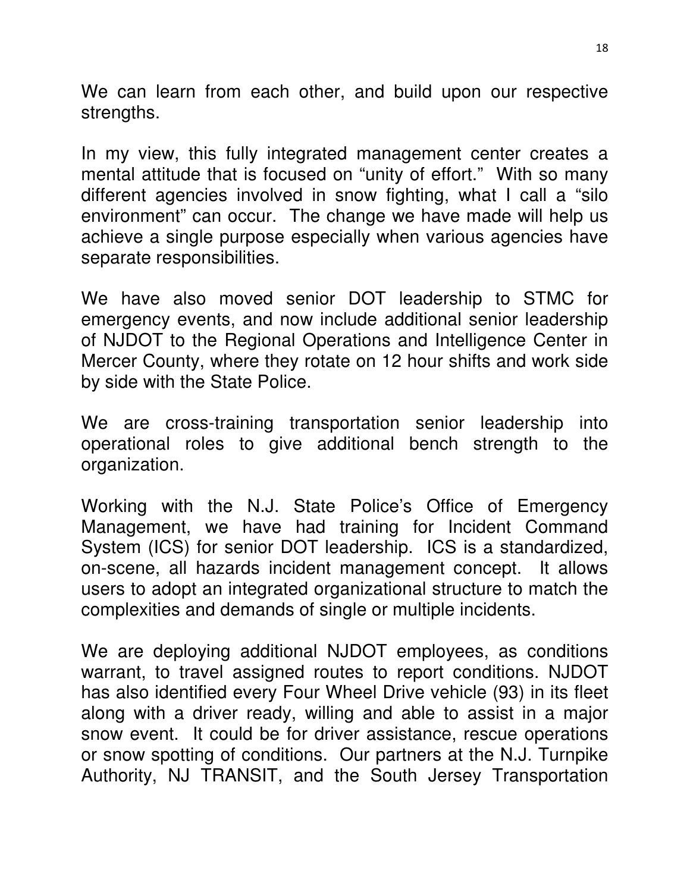We can learn from each other, and build upon our respective strengths.

In my view, this fully integrated management center creates a mental attitude that is focused on "unity of effort." With so many different agencies involved in snow fighting, what I call a "silo environment" can occur. The change we have made will help us achieve a single purpose especially when various agencies have separate responsibilities.

We have also moved senior DOT leadership to STMC for emergency events, and now include additional senior leadership of NJDOT to the Regional Operations and Intelligence Center in Mercer County, where they rotate on 12 hour shifts and work side by side with the State Police.

We are cross-training transportation senior leadership into operational roles to give additional bench strength to the organization.

Working with the N.J. State Police's Office of Emergency Management, we have had training for Incident Command System (ICS) for senior DOT leadership. ICS is a standardized, on-scene, all hazards incident management concept. It allows users to adopt an integrated organizational structure to match the complexities and demands of single or multiple incidents.

We are deploying additional NJDOT employees, as conditions warrant, to travel assigned routes to report conditions. NJDOT has also identified every Four Wheel Drive vehicle (93) in its fleet along with a driver ready, willing and able to assist in a major snow event. It could be for driver assistance, rescue operations or snow spotting of conditions. Our partners at the N.J. Turnpike Authority, NJ TRANSIT, and the South Jersey Transportation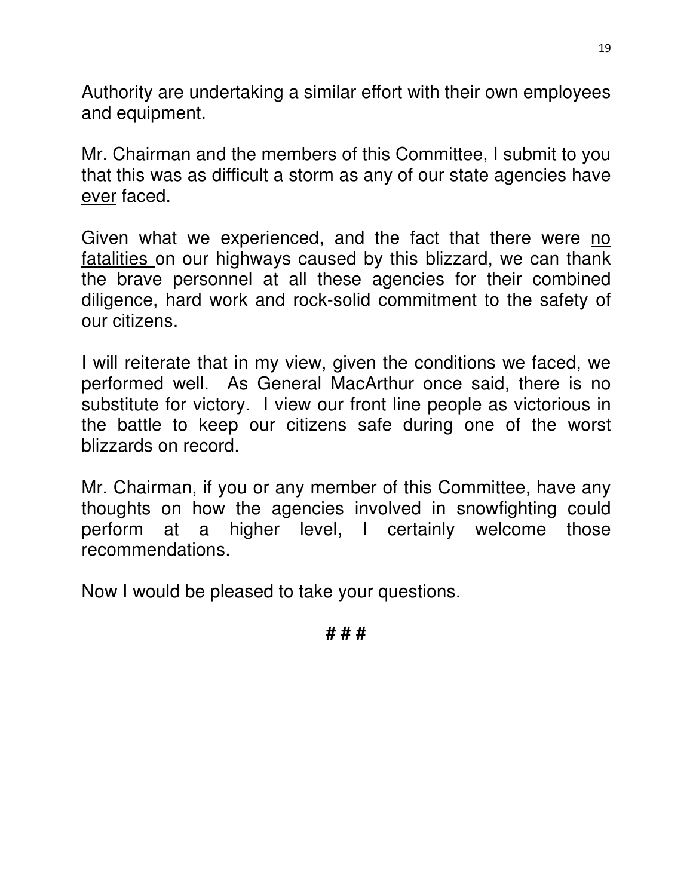Authority are undertaking a similar effort with their own employees and equipment.

Mr. Chairman and the members of this Committee, I submit to you that this was as difficult a storm as any of our state agencies have <u>ever</u> faced.

Given what we experienced, and the fact that there were <u>no fatalities</u> on our highways caused by this blizzard, we can thank the brave personnel at all these agencies for their combined diligence, hard work and rock-solid commitment to the safety of our citizens.

I will reiterate that in my view, given the conditions we faced, we performed well. As General MacArthur once said, there is no substitute for victory. I view our front line people as victorious in the battle to keep our citizens safe during one of the worst blizzards on record.

Mr. Chairman, if you or any member of this Committee, have any thoughts on how the agencies involved in snowfighting could perform at a higher level, I certainly welcome those recommendations.

Now I would be pleased to take your questions.

**# # #**